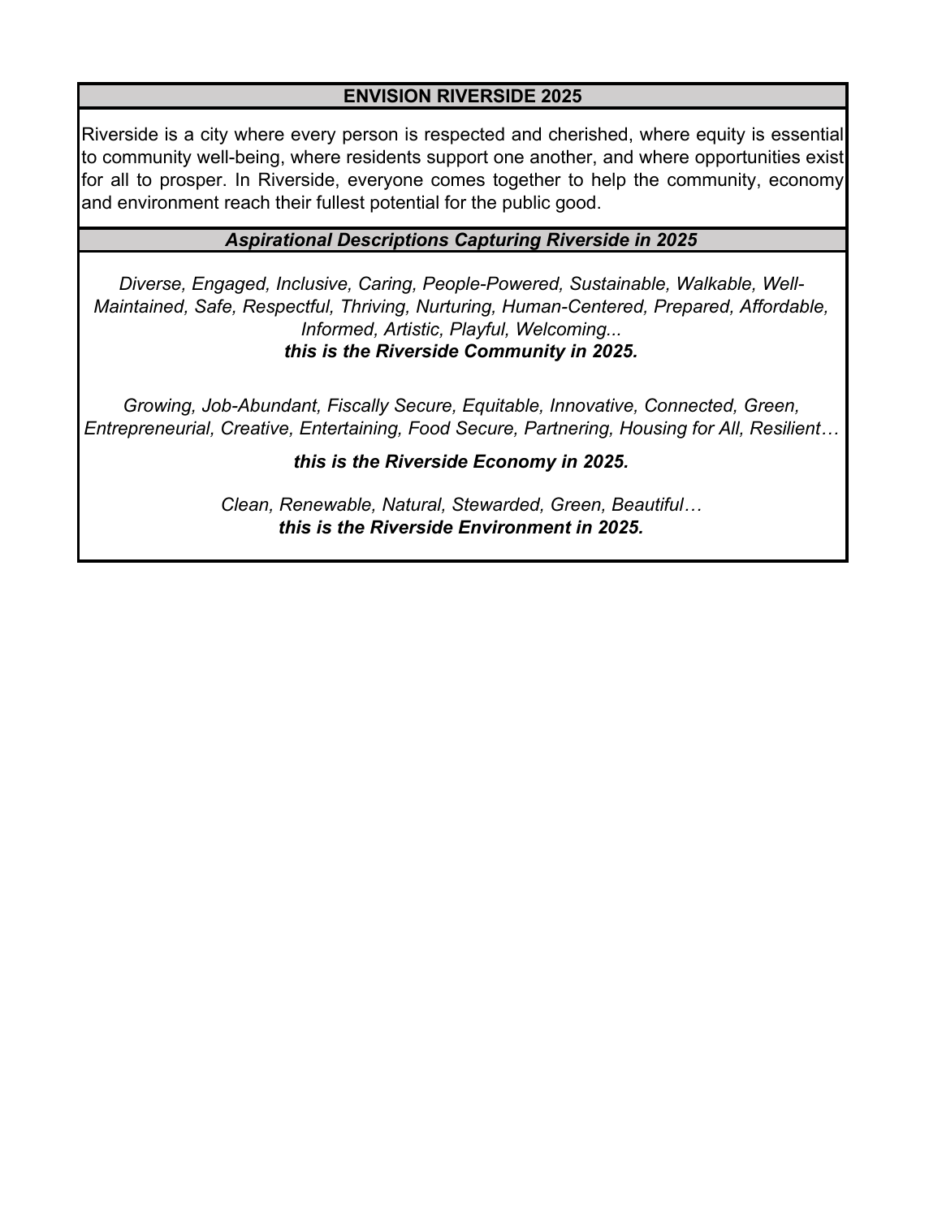## ENVISION RIVERSIDE 2025

Riverside is a city where every person is respected and cherished, where equity is essential to community well-being, where residents support one another, and where opportunities exist for all to prosper. In Riverside, everyone comes together to help the community, economy and environment reach their fullest potential for the public good.

### *Aspirational Descriptions Capturing Riverside in 2025*

*Diverse, Engaged, Inclusive, Caring, People-Powered, Sustainable, Walkable, Well-Maintained, Safe, Respectful, Thriving, Nurturing, Human-Centered, Prepared, Affordable, Informed, Artistic, Playful, Welcoming...*
***this is the Riverside Community in 2025.***

*Growing, Job-Abundant, Fiscally Secure, Equitable, Innovative, Connected, Green, Entrepreneurial, Creative, Entertaining, Food Secure, Partnering, Housing for All, Resilient…*

***this is the Riverside Economy in 2025.***

*Clean, Renewable, Natural, Stewarded, Green, Beautiful…*
***this is the Riverside Environment in 2025.***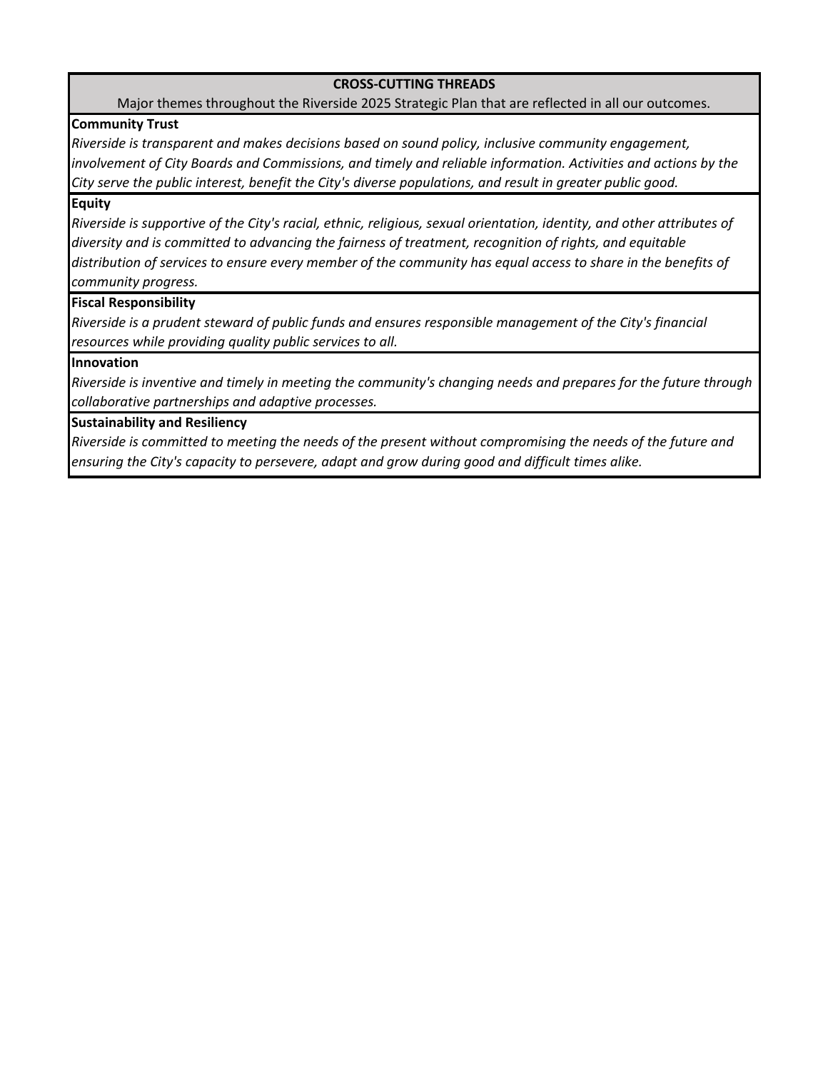## CROSS-CUTTING THREADS

Major themes throughout the Riverside 2025 Strategic Plan that are reflected in all our outcomes.

**Community Trust**

*Riverside is transparent and makes decisions based on sound policy, inclusive community engagement, involvement of City Boards and Commissions, and timely and reliable information. Activities and actions by the City serve the public interest, benefit the City's diverse populations, and result in greater public good.*

**Equity**

*Riverside is supportive of the City's racial, ethnic, religious, sexual orientation, identity, and other attributes of diversity and is committed to advancing the fairness of treatment, recognition of rights, and equitable distribution of services to ensure every member of the community has equal access to share in the benefits of community progress.*

**Fiscal Responsibility**

*Riverside is a prudent steward of public funds and ensures responsible management of the City's financial resources while providing quality public services to all.*

**Innovation**

*Riverside is inventive and timely in meeting the community's changing needs and prepares for the future through collaborative partnerships and adaptive processes.*

**Sustainability and Resiliency**

*Riverside is committed to meeting the needs of the present without compromising the needs of the future and ensuring the City's capacity to persevere, adapt and grow during good and difficult times alike.*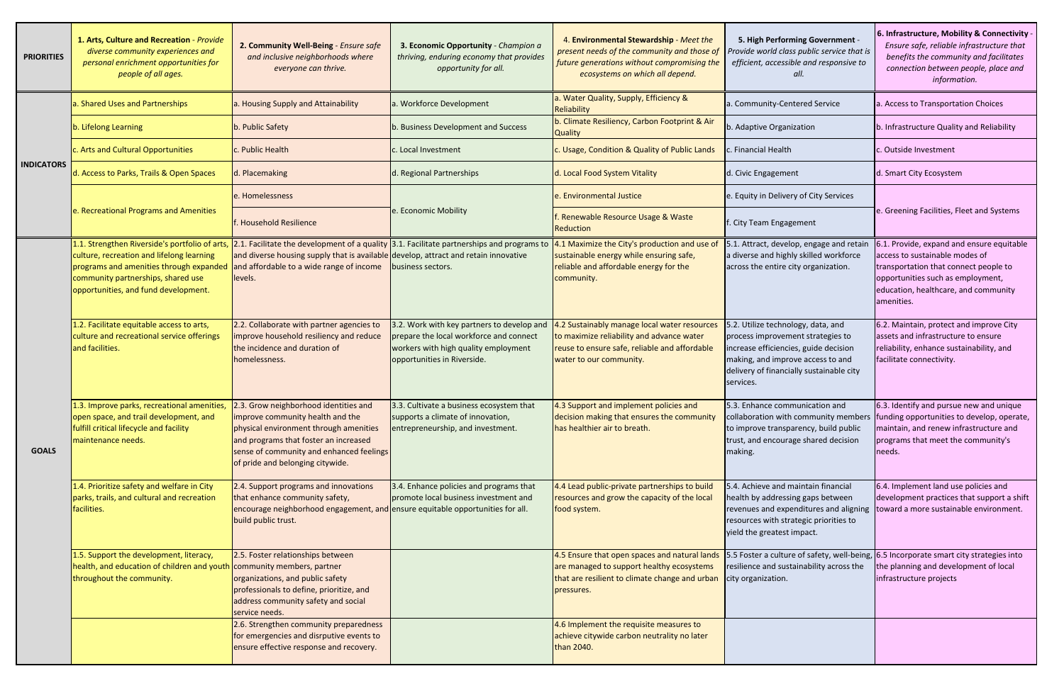| PRIORITIES | **1. Arts, Culture and Recreation** - *Provide diverse community experiences and personal enrichment opportunities for people of all ages.* | **2. Community Well-Being** - *Ensure safe and inclusive neighborhoods where everyone can thrive.* | **3. Economic Opportunity** - *Champion a thriving, enduring economy that provides opportunity for all.* | 4. **Environmental Stewardship** - *Meet the present needs of the community and those of future generations without compromising the ecosystems on which all depend.* | **5. High Performing Government** - *Provide world class public service that is efficient, accessible and responsive to all.* | **6. Infrastructure, Mobility & Connectivity** - *Ensure safe, reliable infrastructure that benefits the community and facilitates connection between people, place and information.* |
|---|---|---|---|---|---|---|
| INDICATORS | a. Shared Uses and Partnerships | a. Housing Supply and Attainability | a. Workforce Development | a. Water Quality, Supply, Efficiency & Reliability | a. Community-Centered Service | a. Access to Transportation Choices |
| | b. Lifelong Learning | b. Public Safety | b. Business Development and Success | b. Climate Resiliency, Carbon Footprint & Air Quality | b. Adaptive Organization | b. Infrastructure Quality and Reliability |
| | c. Arts and Cultural Opportunities | c. Public Health | c. Local Investment | c. Usage, Condition & Quality of Public Lands | c. Financial Health | c. Outside Investment |
| | d. Access to Parks, Trails & Open Spaces | d. Placemaking | d. Regional Partnerships | d. Local Food System Vitality | d. Civic Engagement | d. Smart City Ecosystem |
| | e. Recreational Programs and Amenities | e. Homelessness | e. Economic Mobility | e. Environmental Justice | e. Equity in Delivery of City Services | e. Greening Facilities, Fleet and Systems |
| | | f. Household Resilience | | f. Renewable Resource Usage & Waste Reduction | f. City Team Engagement | |
| GOALS | 1.1. Strengthen Riverside's portfolio of arts, culture, recreation and lifelong learning programs and amenities through expanded community partnerships, shared use opportunities, and fund development. | 2.1. Facilitate the development of a quality and diverse housing supply that is available and affordable to a wide range of income levels. | 3.1. Facilitate partnerships and programs to develop, attract and retain innovative business sectors. | 4.1 Maximize the City's production and use of sustainable energy while ensuring safe, reliable and affordable energy for the community. | 5.1. Attract, develop, engage and retain a diverse and highly skilled workforce across the entire city organization. | 6.1. Provide, expand and ensure equitable access to sustainable modes of transportation that connect people to opportunities such as employment, education, healthcare, and community amenities. |
| | 1.2. Facilitate equitable access to arts, culture and recreational service offerings and facilities. | 2.2. Collaborate with partner agencies to improve household resiliency and reduce the incidence and duration of homelessness. | 3.2. Work with key partners to develop and prepare the local workforce and connect workers with high quality employment opportunities in Riverside. | 4.2 Sustainably manage local water resources to maximize reliability and advance water reuse to ensure safe, reliable and affordable water to our community. | 5.2. Utilize technology, data, and process improvement strategies to increase efficiencies, guide decision making, and improve access to and delivery of financially sustainable city services. | 6.2. Maintain, protect and improve City assets and infrastructure to ensure reliability, enhance sustainability, and facilitate connectivity. |
| | 1.3. Improve parks, recreational amenities, open space, and trail development, and fulfill critical lifecycle and facility maintenance needs. | 2.3. Grow neighborhood identities and improve community health and the physical environment through amenities and programs that foster an increased sense of community and enhanced feelings of pride and belonging citywide. | 3.3. Cultivate a business ecosystem that supports a climate of innovation, entrepreneurship, and investment. | 4.3 Support and implement policies and decision making that ensures the community has healthier air to breath. | 5.3. Enhance communication and collaboration with community members to improve transparency, build public trust, and encourage shared decision making. | 6.3. Identify and pursue new and unique funding opportunities to develop, operate, maintain, and renew infrastructure and programs that meet the community's needs. |
| | 1.4. Prioritize safety and welfare in City parks, trails, and cultural and recreation facilities. | 2.4. Support programs and innovations that enhance community safety, encourage neighborhood engagement, and build public trust. | 3.4. Enhance policies and programs that promote local business investment and ensure equitable opportunities for all. | 4.4 Lead public-private partnerships to build resources and grow the capacity of the local food system. | 5.4. Achieve and maintain financial health by addressing gaps between revenues and expenditures and aligning resources with strategic priorities to yield the greatest impact. | 6.4. Implement land use policies and development practices that support a shift toward a more sustainable environment. |
| | 1.5. Support the development, literacy, health, and education of children and youth throughout the community. | 2.5. Foster relationships between community members, partner organizations, and public safety professionals to define, prioritize, and address community safety and social service needs. | | 4.5 Ensure that open spaces and natural lands are managed to support healthy ecosystems that are resilient to climate change and urban pressures. | 5.5 Foster a culture of safety, well-being, resilience and sustainability across the city organization. | 6.5 Incorporate smart city strategies into the planning and development of local infrastructure projects |
| | | 2.6. Strengthen community preparedness for emergencies and disruptive events to ensure effective response and recovery. | | 4.6 Implement the requisite measures to achieve citywide carbon neutrality no later than 2040. | | |